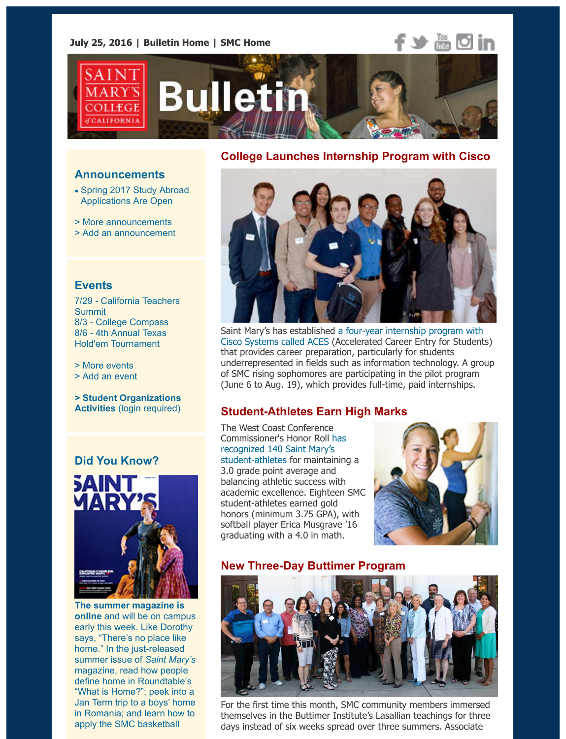July 25, 2016 | Bulletin Home | SMC Home

# Bulletin

## Announcements

- Spring 2017 Study Abroad Applications Are Open

> More announcements
> Add an announcement

## Events

7/29 - California Teachers Summit
8/3 - College Compass
8/6 - 4th Annual Texas Hold'em Tournament

> More events
> Add an event

**> Student Organizations Activities** (login required)

## Did You Know?

**The summer magazine is online** and will be on campus early this week. Like Dorothy says, "There's no place like home." In the just-released summer issue of *Saint Mary's* magazine, read how people define home in Roundtable's "What is Home?"; peek into a Jan Term trip to a boys' home in Romania; and learn how to apply the SMC basketball

## College Launches Internship Program with Cisco

Saint Mary's has established a four-year internship program with Cisco Systems called ACES (Accelerated Career Entry for Students) that provides career preparation, particularly for students underrepresented in fields such as information technology. A group of SMC rising sophomores are participating in the pilot program (June 6 to Aug. 19), which provides full-time, paid internships.

## Student-Athletes Earn High Marks

The West Coast Conference Commissioner's Honor Roll has recognized 140 Saint Mary's student-athletes for maintaining a 3.0 grade point average and balancing athletic success with academic excellence. Eighteen SMC student-athletes earned gold honors (minimum 3.75 GPA), with softball player Erica Musgrave '16 graduating with a 4.0 in math.

## New Three-Day Buttimer Program

For the first time this month, SMC community members immersed themselves in the Buttimer Institute's Lasallian teachings for three days instead of six weeks spread over three summers. Associate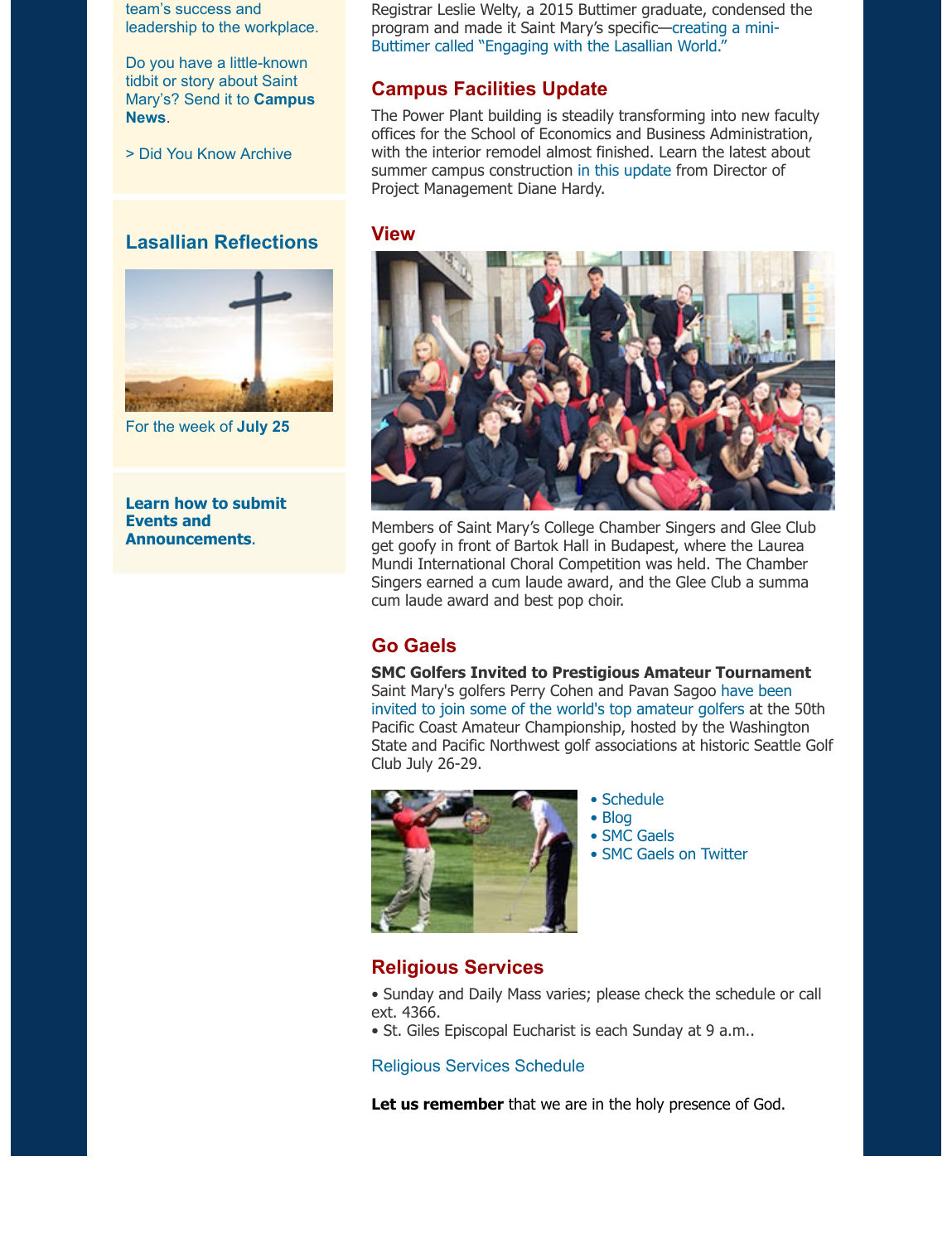team's success and leadership to the workplace.

Do you have a little-known tidbit or story about Saint Mary's? Send it to **Campus News**.

> Did You Know Archive

## Lasallian Reflections

For the week of **July 25**

**Learn how to submit Events and Announcements**.

Registrar Leslie Welty, a 2015 Buttimer graduate, condensed the program and made it Saint Mary's specific—creating a mini-Buttimer called "Engaging with the Lasallian World."

## Campus Facilities Update

The Power Plant building is steadily transforming into new faculty offices for the School of Economics and Business Administration, with the interior remodel almost finished. Learn the latest about summer campus construction in this update from Director of Project Management Diane Hardy.

## View

Members of Saint Mary's College Chamber Singers and Glee Club get goofy in front of Bartok Hall in Budapest, where the Laurea Mundi International Choral Competition was held. The Chamber Singers earned a cum laude award, and the Glee Club a summa cum laude award and best pop choir.

## Go Gaels

**SMC Golfers Invited to Prestigious Amateur Tournament**
Saint Mary's golfers Perry Cohen and Pavan Sagoo have been invited to join some of the world's top amateur golfers at the 50th Pacific Coast Amateur Championship, hosted by the Washington State and Pacific Northwest golf associations at historic Seattle Golf Club July 26-29.

- Schedule
- Blog
- SMC Gaels
- SMC Gaels on Twitter

## Religious Services

- Sunday and Daily Mass varies; please check the schedule or call ext. 4366.
- St. Giles Episcopal Eucharist is each Sunday at 9 a.m..

Religious Services Schedule

**Let us remember** that we are in the holy presence of God.